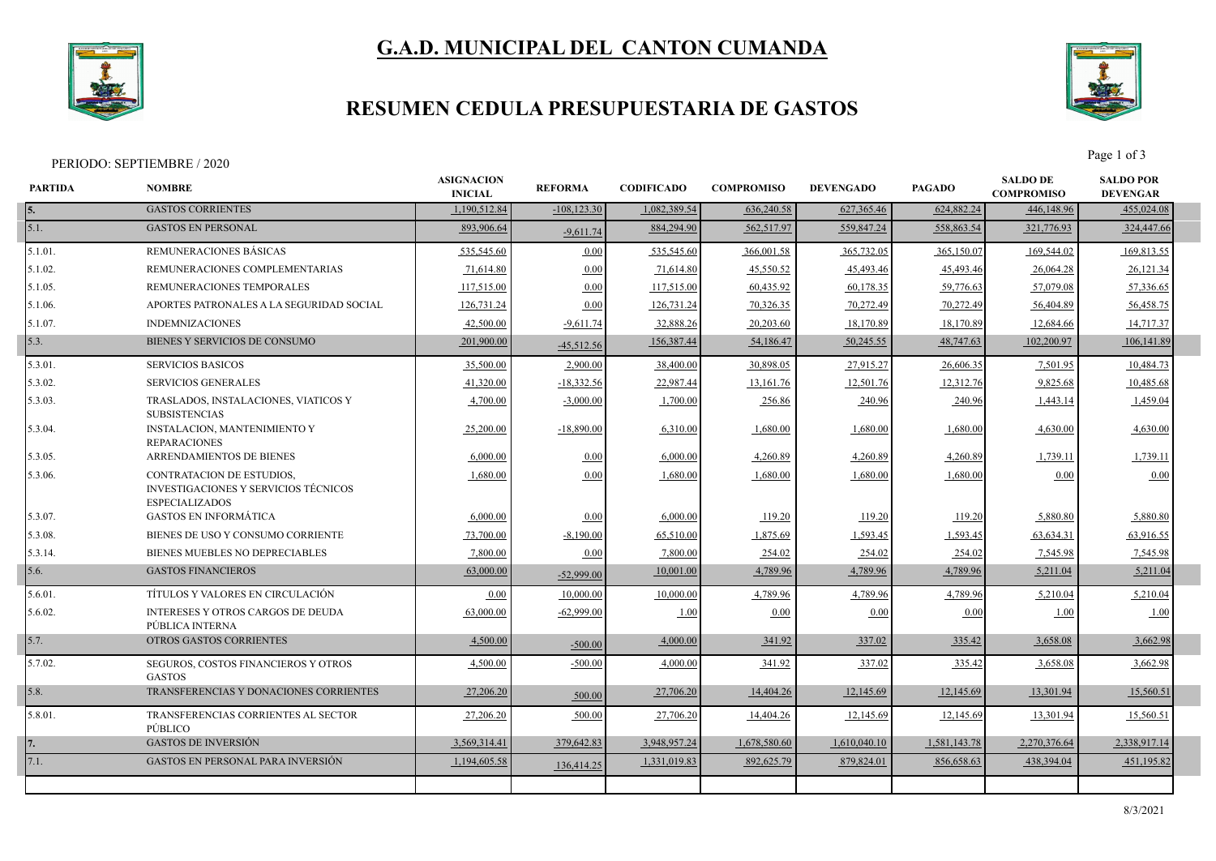# G.A.D. MUNICIPAL DEL CANTON CUMANDA

## RESUMEN CEDULA PRESUPUESTARIA DE GASTOS

PERIODO: SEPTIEMBRE / 2020

| PARTIDA | NOMBRE | ASIGNACION INICIAL | REFORMA | CODIFICADO | COMPROMISO | DEVENGADO | PAGADO | SALDO DE COMPROMISO | SALDO POR DEVENGAR |
|---|---|---|---|---|---|---|---|---|---|
| 5. | GASTOS CORRIENTES | 1,190,512.84 | -108,123.30 | 1,082,389.54 | 636,240.58 | 627,365.46 | 624,882.24 | 446,148.96 | 455,024.08 |
| 5.1. | GASTOS EN PERSONAL | 893,906.64 | -9,611.74 | 884,294.90 | 562,517.97 | 559,847.24 | 558,863.54 | 321,776.93 | 324,447.66 |
| 5.1.01. | REMUNERACIONES BÁSICAS | 535,545.60 | 0.00 | 535,545.60 | 366,001.58 | 365,732.05 | 365,150.07 | 169,544.02 | 169,813.55 |
| 5.1.02. | REMUNERACIONES COMPLEMENTARIAS | 71,614.80 | 0.00 | 71,614.80 | 45,550.52 | 45,493.46 | 45,493.46 | 26,064.28 | 26,121.34 |
| 5.1.05. | REMUNERACIONES TEMPORALES | 117,515.00 | 0.00 | 117,515.00 | 60,435.92 | 60,178.35 | 59,776.63 | 57,079.08 | 57,336.65 |
| 5.1.06. | APORTES PATRONALES A LA SEGURIDAD SOCIAL | 126,731.24 | 0.00 | 126,731.24 | 70,326.35 | 70,272.49 | 70,272.49 | 56,404.89 | 56,458.75 |
| 5.1.07. | INDEMNIZACIONES | 42,500.00 | -9,611.74 | 32,888.26 | 20,203.60 | 18,170.89 | 18,170.89 | 12,684.66 | 14,717.37 |
| 5.3. | BIENES Y SERVICIOS DE CONSUMO | 201,900.00 | -45,512.56 | 156,387.44 | 54,186.47 | 50,245.55 | 48,747.63 | 102,200.97 | 106,141.89 |
| 5.3.01. | SERVICIOS BASICOS | 35,500.00 | 2,900.00 | 38,400.00 | 30,898.05 | 27,915.27 | 26,606.35 | 7,501.95 | 10,484.73 |
| 5.3.02. | SERVICIOS GENERALES | 41,320.00 | -18,332.56 | 22,987.44 | 13,161.76 | 12,501.76 | 12,312.76 | 9,825.68 | 10,485.68 |
| 5.3.03. | TRASLADOS, INSTALACIONES, VIATICOS Y SUBSISTENCIAS | 4,700.00 | -3,000.00 | 1,700.00 | 256.86 | 240.96 | 240.96 | 1,443.14 | 1,459.04 |
| 5.3.04. | INSTALACION, MANTENIMIENTO Y REPARACIONES | 25,200.00 | -18,890.00 | 6,310.00 | 1,680.00 | 1,680.00 | 1,680.00 | 4,630.00 | 4,630.00 |
| 5.3.05. | ARRENDAMIENTOS DE BIENES | 6,000.00 | 0.00 | 6,000.00 | 4,260.89 | 4,260.89 | 4,260.89 | 1,739.11 | 1,739.11 |
| 5.3.06. | CONTRATACION DE ESTUDIOS, INVESTIGACIONES Y SERVICIOS TÉCNICOS ESPECIALIZADOS | 1,680.00 | 0.00 | 1,680.00 | 1,680.00 | 1,680.00 | 1,680.00 | 0.00 | 0.00 |
| 5.3.07. | GASTOS EN INFORMÁTICA | 6,000.00 | 0.00 | 6,000.00 | 119.20 | 119.20 | 119.20 | 5,880.80 | 5,880.80 |
| 5.3.08. | BIENES DE USO Y CONSUMO CORRIENTE | 73,700.00 | -8,190.00 | 65,510.00 | 1,875.69 | 1,593.45 | 1,593.45 | 63,634.31 | 63,916.55 |
| 5.3.14. | BIENES MUEBLES NO DEPRECIABLES | 7,800.00 | 0.00 | 7,800.00 | 254.02 | 254.02 | 254.02 | 7,545.98 | 7,545.98 |
| 5.6. | GASTOS FINANCIEROS | 63,000.00 | -52,999.00 | 10,001.00 | 4,789.96 | 4,789.96 | 4,789.96 | 5,211.04 | 5,211.04 |
| 5.6.01. | TÍTULOS Y VALORES EN CIRCULACIÓN | 0.00 | 10,000.00 | 10,000.00 | 4,789.96 | 4,789.96 | 4,789.96 | 5,210.04 | 5,210.04 |
| 5.6.02. | INTERESES Y OTROS CARGOS DE DEUDA PÚBLICA INTERNA | 63,000.00 | -62,999.00 | 1.00 | 0.00 | 0.00 | 0.00 | 1.00 | 1.00 |
| 5.7. | OTROS GASTOS CORRIENTES | 4,500.00 | -500.00 | 4,000.00 | 341.92 | 337.02 | 335.42 | 3,658.08 | 3,662.98 |
| 5.7.02. | SEGUROS, COSTOS FINANCIEROS Y OTROS GASTOS | 4,500.00 | -500.00 | 4,000.00 | 341.92 | 337.02 | 335.42 | 3,658.08 | 3,662.98 |
| 5.8. | TRANSFERENCIAS Y DONACIONES CORRIENTES | 27,206.20 | 500.00 | 27,706.20 | 14,404.26 | 12,145.69 | 12,145.69 | 13,301.94 | 15,560.51 |
| 5.8.01. | TRANSFERENCIAS CORRIENTES AL SECTOR PÚBLICO | 27,206.20 | 500.00 | 27,706.20 | 14,404.26 | 12,145.69 | 12,145.69 | 13,301.94 | 15,560.51 |
| 7. | GASTOS DE INVERSIÓN | 3,569,314.41 | 379,642.83 | 3,948,957.24 | 1,678,580.60 | 1,610,040.10 | 1,581,143.78 | 2,270,376.64 | 2,338,917.14 |
| 7.1. | GASTOS EN PERSONAL PARA INVERSIÓN | 1,194,605.58 | 136,414.25 | 1,331,019.83 | 892,625.79 | 879,824.01 | 856,658.63 | 438,394.04 | 451,195.82 |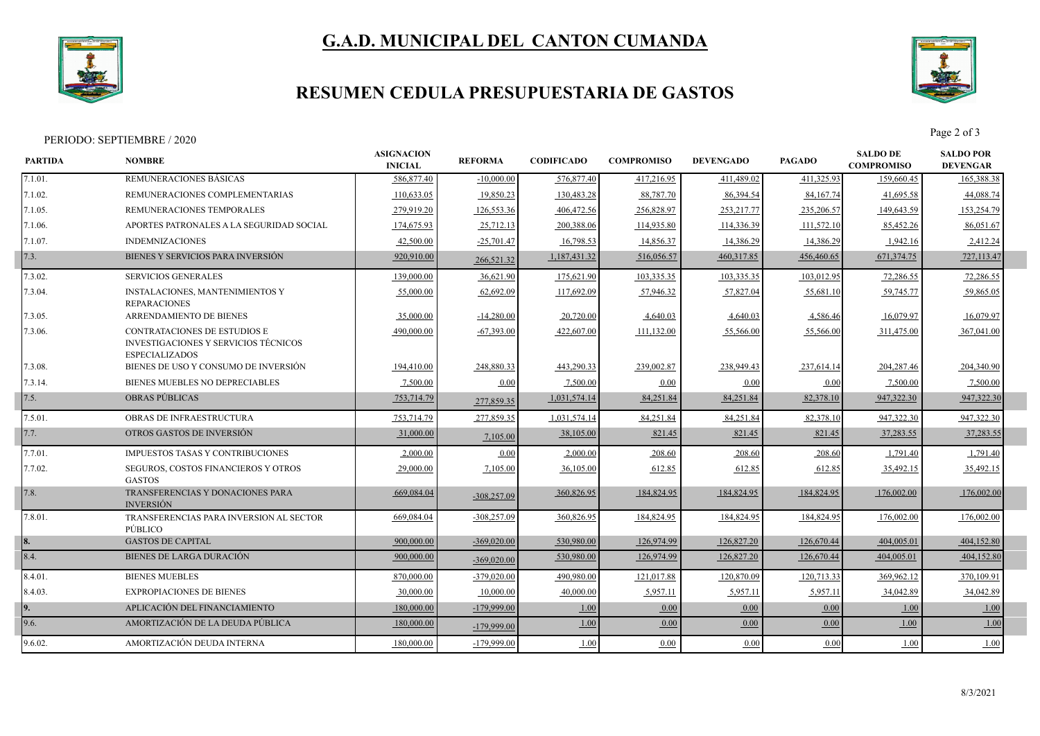# G.A.D. MUNICIPAL DEL CANTON CUMANDA

## RESUMEN CEDULA PRESUPUESTARIA DE GASTOS

PERIODO: SEPTIEMBRE / 2020

| PARTIDA | NOMBRE | ASIGNACION INICIAL | REFORMA | CODIFICADO | COMPROMISO | DEVENGADO | PAGADO | SALDO DE COMPROMISO | SALDO POR DEVENGAR |
|---|---|---|---|---|---|---|---|---|---|
| 7.1.01. | REMUNERACIONES BÁSICAS | 586,877.40 | -10,000.00 | 576,877.40 | 417,216.95 | 411,489.02 | 411,325.93 | 159,660.45 | 165,388.38 |
| 7.1.02. | REMUNERACIONES COMPLEMENTARIAS | 110,633.05 | 19,850.23 | 130,483.28 | 88,787.70 | 86,394.54 | 84,167.74 | 41,695.58 | 44,088.74 |
| 7.1.05. | REMUNERACIONES TEMPORALES | 279,919.20 | 126,553.36 | 406,472.56 | 256,828.97 | 253,217.77 | 235,206.57 | 149,643.59 | 153,254.79 |
| 7.1.06. | APORTES PATRONALES A LA SEGURIDAD SOCIAL | 174,675.93 | 25,712.13 | 200,388.06 | 114,935.80 | 114,336.39 | 111,572.10 | 85,452.26 | 86,051.67 |
| 7.1.07. | INDEMNIZACIONES | 42,500.00 | -25,701.47 | 16,798.53 | 14,856.37 | 14,386.29 | 14,386.29 | 1,942.16 | 2,412.24 |
| 7.3. | BIENES Y SERVICIOS PARA INVERSIÓN | 920,910.00 | 266,521.32 | 1,187,431.32 | 516,056.57 | 460,317.85 | 456,460.65 | 671,374.75 | 727,113.47 |
| 7.3.02. | SERVICIOS GENERALES | 139,000.00 | 36,621.90 | 175,621.90 | 103,335.35 | 103,335.35 | 103,012.95 | 72,286.55 | 72,286.55 |
| 7.3.04. | INSTALACIONES, MANTENIMIENTOS Y REPARACIONES | 55,000.00 | 62,692.09 | 117,692.09 | 57,946.32 | 57,827.04 | 55,681.10 | 59,745.77 | 59,865.05 |
| 7.3.05. | ARRENDAMIENTO DE BIENES | 35,000.00 | -14,280.00 | 20,720.00 | 4,640.03 | 4,640.03 | 4,586.46 | 16,079.97 | 16,079.97 |
| 7.3.06. | CONTRATACIONES DE ESTUDIOS E INVESTIGACIONES Y SERVICIOS TÉCNICOS ESPECIALIZADOS | 490,000.00 | -67,393.00 | 422,607.00 | 111,132.00 | 55,566.00 | 55,566.00 | 311,475.00 | 367,041.00 |
| 7.3.08. | BIENES DE USO Y CONSUMO DE INVERSIÓN | 194,410.00 | 248,880.33 | 443,290.33 | 239,002.87 | 238,949.43 | 237,614.14 | 204,287.46 | 204,340.90 |
| 7.3.14. | BIENES MUEBLES NO DEPRECIABLES | 7,500.00 | 0.00 | 7,500.00 | 0.00 | 0.00 | 0.00 | 7,500.00 | 7,500.00 |
| 7.5. | OBRAS PÚBLICAS | 753,714.79 | 277,859.35 | 1,031,574.14 | 84,251.84 | 84,251.84 | 82,378.10 | 947,322.30 | 947,322.30 |
| 7.5.01. | OBRAS DE INFRAESTRUCTURA | 753,714.79 | 277,859.35 | 1,031,574.14 | 84,251.84 | 84,251.84 | 82,378.10 | 947,322.30 | 947,322.30 |
| 7.7. | OTROS GASTOS DE INVERSIÓN | 31,000.00 | 7,105.00 | 38,105.00 | 821.45 | 821.45 | 821.45 | 37,283.55 | 37,283.55 |
| 7.7.01. | IMPUESTOS TASAS Y CONTRIBUCIONES | 2,000.00 | 0.00 | 2,000.00 | 208.60 | 208.60 | 208.60 | 1,791.40 | 1,791.40 |
| 7.7.02. | SEGUROS, COSTOS FINANCIEROS Y OTROS GASTOS | 29,000.00 | 7,105.00 | 36,105.00 | 612.85 | 612.85 | 612.85 | 35,492.15 | 35,492.15 |
| 7.8. | TRANSFERENCIAS Y DONACIONES PARA INVERSIÓN | 669,084.04 | -308,257.09 | 360,826.95 | 184,824.95 | 184,824.95 | 184,824.95 | 176,002.00 | 176,002.00 |
| 7.8.01. | TRANSFERENCIAS PARA INVERSION AL SECTOR PÚBLICO | 669,084.04 | -308,257.09 | 360,826.95 | 184,824.95 | 184,824.95 | 184,824.95 | 176,002.00 | 176,002.00 |
| 8. | GASTOS DE CAPITAL | 900,000.00 | -369,020.00 | 530,980.00 | 126,974.99 | 126,827.20 | 126,670.44 | 404,005.01 | 404,152.80 |
| 8.4. | BIENES DE LARGA DURACIÓN | 900,000.00 | -369,020.00 | 530,980.00 | 126,974.99 | 126,827.20 | 126,670.44 | 404,005.01 | 404,152.80 |
| 8.4.01. | BIENES MUEBLES | 870,000.00 | -379,020.00 | 490,980.00 | 121,017.88 | 120,870.09 | 120,713.33 | 369,962.12 | 370,109.91 |
| 8.4.03. | EXPROPIACIONES DE BIENES | 30,000.00 | 10,000.00 | 40,000.00 | 5,957.11 | 5,957.11 | 5,957.11 | 34,042.89 | 34,042.89 |
| 9. | APLICACIÓN DEL FINANCIAMIENTO | 180,000.00 | -179,999.00 | 1.00 | 0.00 | 0.00 | 0.00 | 1.00 | 1.00 |
| 9.6. | AMORTIZACIÓN DE LA DEUDA PÚBLICA | 180,000.00 | -179,999.00 | 1.00 | 0.00 | 0.00 | 0.00 | 1.00 | 1.00 |
| 9.6.02. | AMORTIZACIÓN DEUDA INTERNA | 180,000.00 | -179,999.00 | 1.00 | 0.00 | 0.00 | 0.00 | 1.00 | 1.00 |

8/3/2021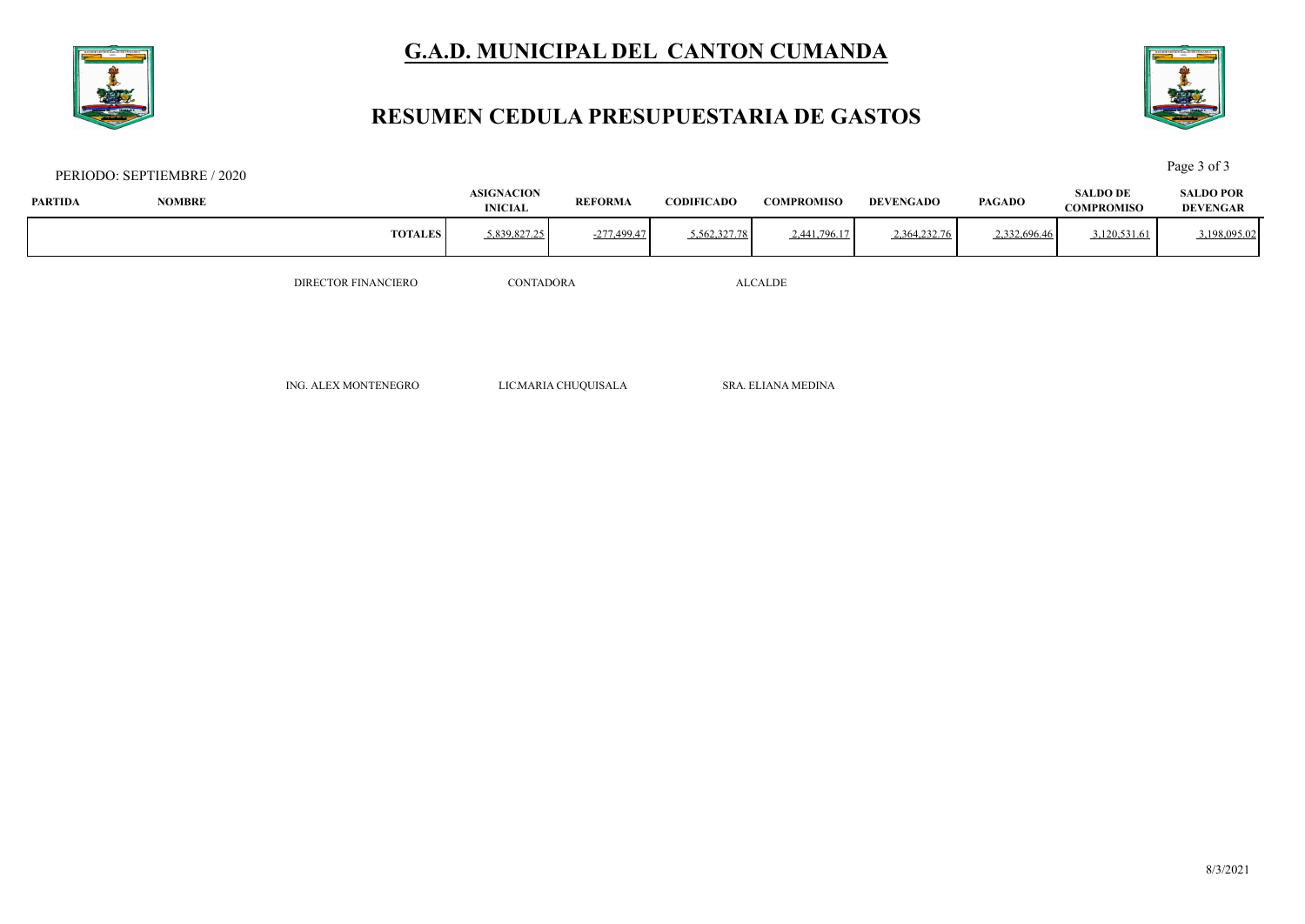# G.A.D. MUNICIPAL DEL CANTON CUMANDA

## RESUMEN CEDULA PRESUPUESTARIA DE GASTOS

PERIODO: SEPTIEMBRE / 2020

| PARTIDA | NOMBRE | ASIGNACION INICIAL | REFORMA | CODIFICADO | COMPROMISO | DEVENGADO | PAGADO | SALDO DE COMPROMISO | SALDO POR DEVENGAR |
|---|---|---|---|---|---|---|---|---|---|
| | **TOTALES** | 5,839,827.25 | -277,499.47 | 5,562,327.78 | 2,441,796.17 | 2,364,232.76 | 2,332,696.46 | 3,120,531.61 | 3,198,095.02 |

| DIRECTOR FINANCIERO | CONTADORA | ALCALDE |
|---|---|---|
| ING. ALEX MONTENEGRO | LIC.MARIA CHUQUISALA | SRA. ELIANA MEDINA |

8/3/2021